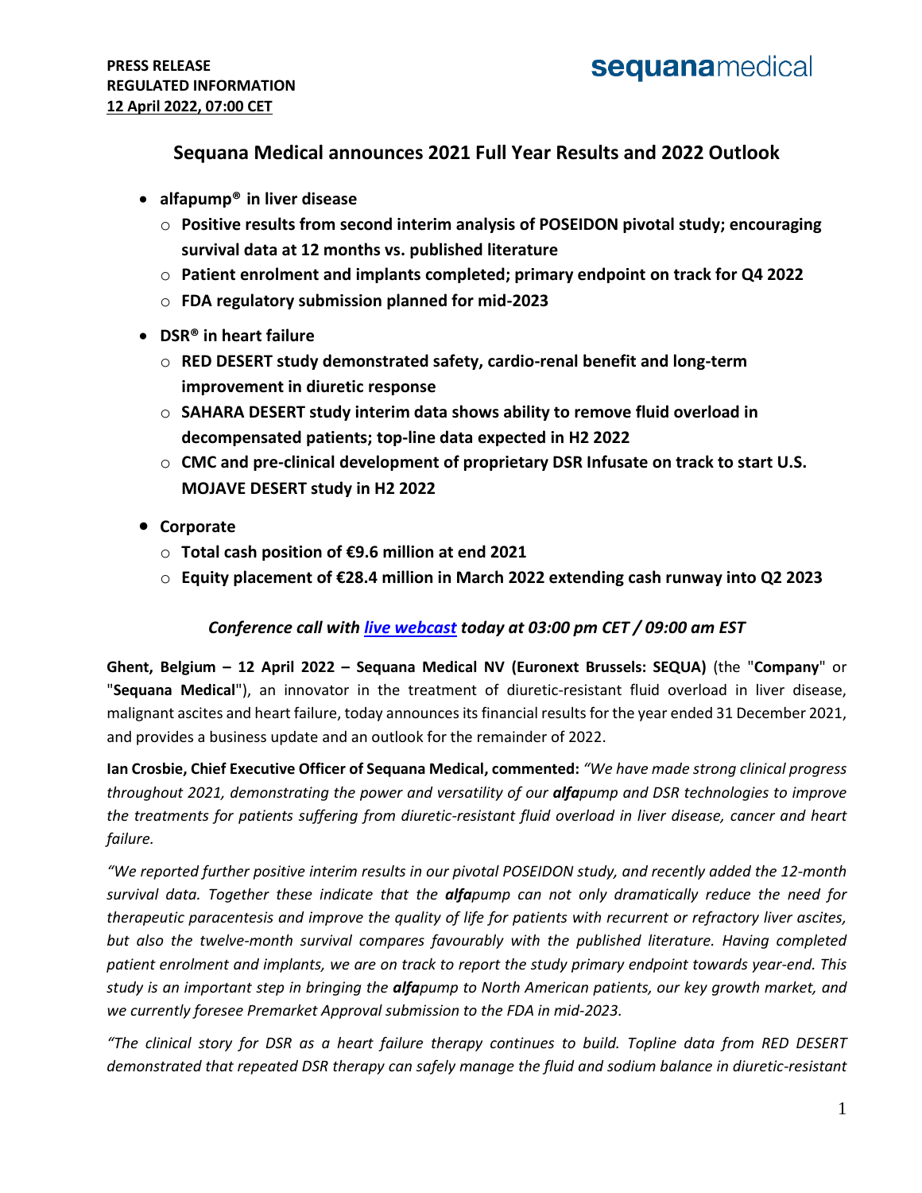**PRESS RELEASE**
**REGULATED INFORMATION**
**12 April 2022, 07:00 CET**

sequanamedical

## Sequana Medical announces 2021 Full Year Results and 2022 Outlook

- **alfapump® in liver disease**
  - **Positive results from second interim analysis of POSEIDON pivotal study; encouraging survival data at 12 months vs. published literature**
  - **Patient enrolment and implants completed; primary endpoint on track for Q4 2022**
  - **FDA regulatory submission planned for mid-2023**
- **DSR® in heart failure**
  - **RED DESERT study demonstrated safety, cardio-renal benefit and long-term improvement in diuretic response**
  - **SAHARA DESERT study interim data shows ability to remove fluid overload in decompensated patients; top-line data expected in H2 2022**
  - **CMC and pre-clinical development of proprietary DSR Infusate on track to start U.S. MOJAVE DESERT study in H2 2022**
- **Corporate**
  - **Total cash position of €9.6 million at end 2021**
  - **Equity placement of €28.4 million in March 2022 extending cash runway into Q2 2023**

***Conference call with [live webcast](#) today at 03:00 pm CET / 09:00 am EST***

**Ghent, Belgium – 12 April 2022 – Sequana Medical NV (Euronext Brussels: SEQUA)** (the "**Company**" or "**Sequana Medical**"), an innovator in the treatment of diuretic-resistant fluid overload in liver disease, malignant ascites and heart failure, today announces its financial results for the year ended 31 December 2021, and provides a business update and an outlook for the remainder of 2022.

**Ian Crosbie, Chief Executive Officer of Sequana Medical, commented:** *"We have made strong clinical progress throughout 2021, demonstrating the power and versatility of our **alfa**pump and DSR technologies to improve the treatments for patients suffering from diuretic-resistant fluid overload in liver disease, cancer and heart failure.*

*"We reported further positive interim results in our pivotal POSEIDON study, and recently added the 12-month survival data. Together these indicate that the **alfa**pump can not only dramatically reduce the need for therapeutic paracentesis and improve the quality of life for patients with recurrent or refractory liver ascites, but also the twelve-month survival compares favourably with the published literature. Having completed patient enrolment and implants, we are on track to report the study primary endpoint towards year-end. This study is an important step in bringing the **alfa**pump to North American patients, our key growth market, and we currently foresee Premarket Approval submission to the FDA in mid-2023.*

*"The clinical story for DSR as a heart failure therapy continues to build. Topline data from RED DESERT demonstrated that repeated DSR therapy can safely manage the fluid and sodium balance in diuretic-resistant*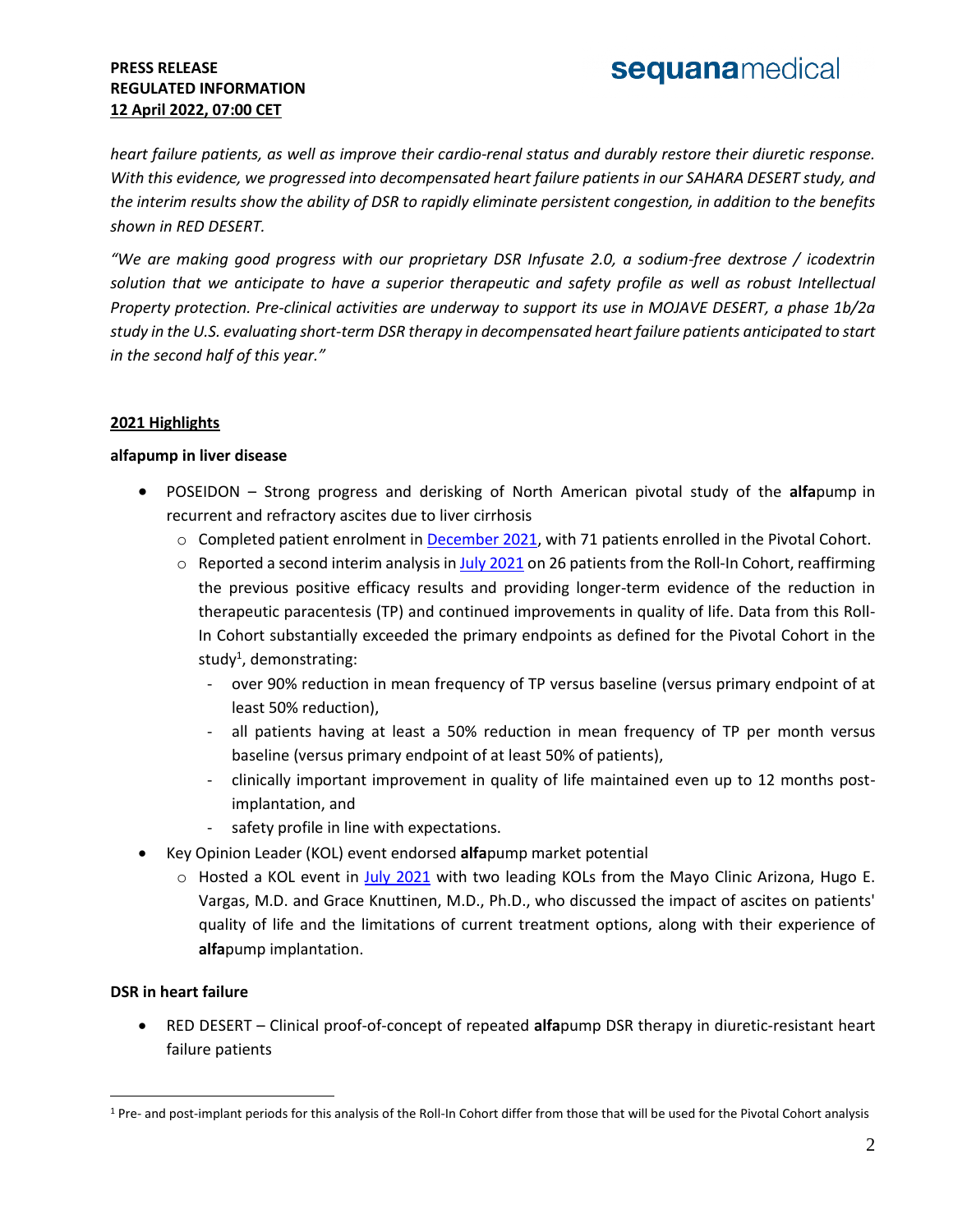*heart failure patients, as well as improve their cardio-renal status and durably restore their diuretic response. With this evidence, we progressed into decompensated heart failure patients in our SAHARA DESERT study, and the interim results show the ability of DSR to rapidly eliminate persistent congestion, in addition to the benefits shown in RED DESERT.*

*"We are making good progress with our proprietary DSR Infusate 2.0, a sodium-free dextrose / icodextrin solution that we anticipate to have a superior therapeutic and safety profile as well as robust Intellectual Property protection. Pre-clinical activities are underway to support its use in MOJAVE DESERT, a phase 1b/2a study in the U.S. evaluating short-term DSR therapy in decompensated heart failure patients anticipated to start in the second half of this year."*

## 2021 Highlights

### alfapump in liver disease

- POSEIDON – Strong progress and derisking of North American pivotal study of the **alfa**pump in recurrent and refractory ascites due to liver cirrhosis
  - Completed patient enrolment in December 2021, with 71 patients enrolled in the Pivotal Cohort.
  - Reported a second interim analysis in July 2021 on 26 patients from the Roll-In Cohort, reaffirming the previous positive efficacy results and providing longer-term evidence of the reduction in therapeutic paracentesis (TP) and continued improvements in quality of life. Data from this Roll-In Cohort substantially exceeded the primary endpoints as defined for the Pivotal Cohort in the study[1], demonstrating:
    - over 90% reduction in mean frequency of TP versus baseline (versus primary endpoint of at least 50% reduction),
    - all patients having at least a 50% reduction in mean frequency of TP per month versus baseline (versus primary endpoint of at least 50% of patients),
    - clinically important improvement in quality of life maintained even up to 12 months post-implantation, and
    - safety profile in line with expectations.
- Key Opinion Leader (KOL) event endorsed **alfa**pump market potential
  - Hosted a KOL event in July 2021 with two leading KOLs from the Mayo Clinic Arizona, Hugo E. Vargas, M.D. and Grace Knuttinen, M.D., Ph.D., who discussed the impact of ascites on patients' quality of life and the limitations of current treatment options, along with their experience of **alfa**pump implantation.

### DSR in heart failure

- RED DESERT – Clinical proof-of-concept of repeated **alfa**pump DSR therapy in diuretic-resistant heart failure patients

[1] Pre- and post-implant periods for this analysis of the Roll-In Cohort differ from those that will be used for the Pivotal Cohort analysis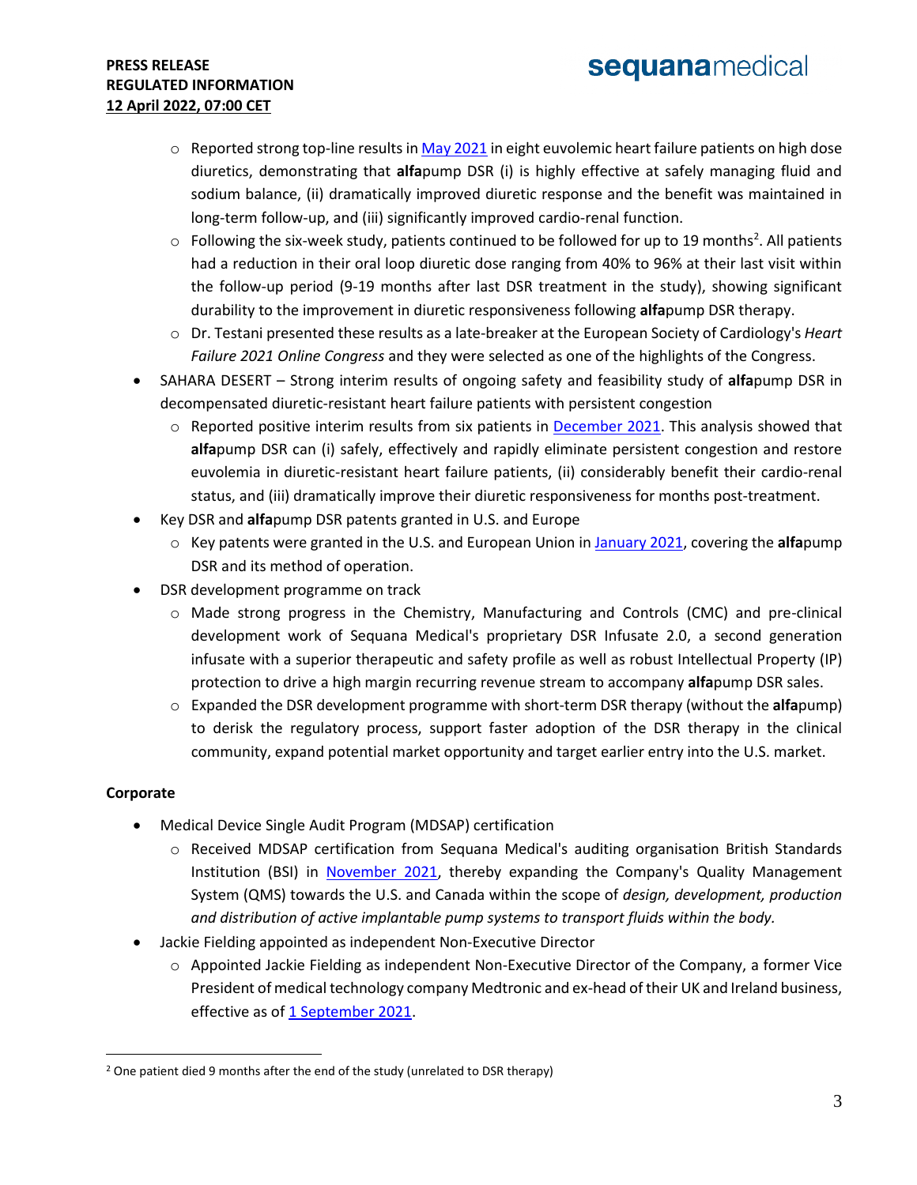- Reported strong top-line results in May 2021 in eight euvolemic heart failure patients on high dose diuretics, demonstrating that **alfa**pump DSR (i) is highly effective at safely managing fluid and sodium balance, (ii) dramatically improved diuretic response and the benefit was maintained in long-term follow-up, and (iii) significantly improved cardio-renal function.
    - Following the six-week study, patients continued to be followed for up to 19 months[2]. All patients had a reduction in their oral loop diuretic dose ranging from 40% to 96% at their last visit within the follow-up period (9-19 months after last DSR treatment in the study), showing significant durability to the improvement in diuretic responsiveness following **alfa**pump DSR therapy.
    - Dr. Testani presented these results as a late-breaker at the European Society of Cardiology's *Heart Failure 2021 Online Congress* and they were selected as one of the highlights of the Congress.
- SAHARA DESERT – Strong interim results of ongoing safety and feasibility study of **alfa**pump DSR in decompensated diuretic-resistant heart failure patients with persistent congestion
    - Reported positive interim results from six patients in December 2021. This analysis showed that **alfa**pump DSR can (i) safely, effectively and rapidly eliminate persistent congestion and restore euvolemia in diuretic-resistant heart failure patients, (ii) considerably benefit their cardio-renal status, and (iii) dramatically improve their diuretic responsiveness for months post-treatment.
- Key DSR and **alfa**pump DSR patents granted in U.S. and Europe
    - Key patents were granted in the U.S. and European Union in January 2021, covering the **alfa**pump DSR and its method of operation.
- DSR development programme on track
    - Made strong progress in the Chemistry, Manufacturing and Controls (CMC) and pre-clinical development work of Sequana Medical's proprietary DSR Infusate 2.0, a second generation infusate with a superior therapeutic and safety profile as well as robust Intellectual Property (IP) protection to drive a high margin recurring revenue stream to accompany **alfa**pump DSR sales.
    - Expanded the DSR development programme with short-term DSR therapy (without the **alfa**pump) to derisk the regulatory process, support faster adoption of the DSR therapy in the clinical community, expand potential market opportunity and target earlier entry into the U.S. market.

**Corporate**

- Medical Device Single Audit Program (MDSAP) certification
    - Received MDSAP certification from Sequana Medical's auditing organisation British Standards Institution (BSI) in November 2021, thereby expanding the Company's Quality Management System (QMS) towards the U.S. and Canada within the scope of *design, development, production and distribution of active implantable pump systems to transport fluids within the body.*
- Jackie Fielding appointed as independent Non-Executive Director
    - Appointed Jackie Fielding as independent Non-Executive Director of the Company, a former Vice President of medical technology company Medtronic and ex-head of their UK and Ireland business, effective as of 1 September 2021.

[2] One patient died 9 months after the end of the study (unrelated to DSR therapy)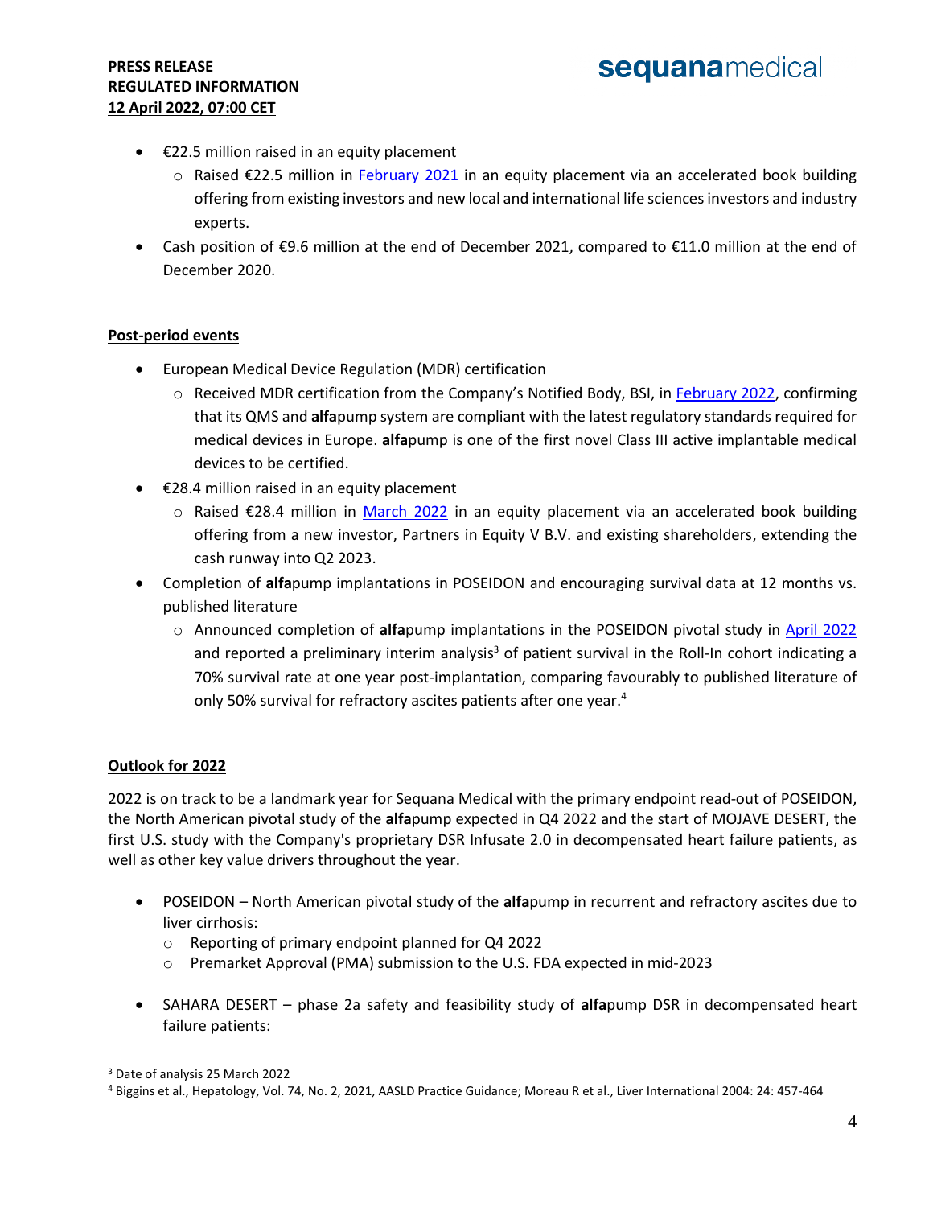- €22.5 million raised in an equity placement
    - Raised €22.5 million in February 2021 in an equity placement via an accelerated book building offering from existing investors and new local and international life sciences investors and industry experts.
- Cash position of €9.6 million at the end of December 2021, compared to €11.0 million at the end of December 2020.

**Post-period events**

- European Medical Device Regulation (MDR) certification
    - Received MDR certification from the Company's Notified Body, BSI, in February 2022, confirming that its QMS and **alfa**pump system are compliant with the latest regulatory standards required for medical devices in Europe. **alfa**pump is one of the first novel Class III active implantable medical devices to be certified.
- €28.4 million raised in an equity placement
    - Raised €28.4 million in March 2022 in an equity placement via an accelerated book building offering from a new investor, Partners in Equity V B.V. and existing shareholders, extending the cash runway into Q2 2023.
- Completion of **alfa**pump implantations in POSEIDON and encouraging survival data at 12 months vs. published literature
    - Announced completion of **alfa**pump implantations in the POSEIDON pivotal study in April 2022 and reported a preliminary interim analysis[3] of patient survival in the Roll-In cohort indicating a 70% survival rate at one year post-implantation, comparing favourably to published literature of only 50% survival for refractory ascites patients after one year.[4]

**Outlook for 2022**

2022 is on track to be a landmark year for Sequana Medical with the primary endpoint read-out of POSEIDON, the North American pivotal study of the **alfa**pump expected in Q4 2022 and the start of MOJAVE DESERT, the first U.S. study with the Company's proprietary DSR Infusate 2.0 in decompensated heart failure patients, as well as other key value drivers throughout the year.

- POSEIDON – North American pivotal study of the **alfa**pump in recurrent and refractory ascites due to liver cirrhosis:
    - Reporting of primary endpoint planned for Q4 2022
    - Premarket Approval (PMA) submission to the U.S. FDA expected in mid-2023
- SAHARA DESERT – phase 2a safety and feasibility study of **alfa**pump DSR in decompensated heart failure patients:

[3] Date of analysis 25 March 2022

[4] Biggins et al., Hepatology, Vol. 74, No. 2, 2021, AASLD Practice Guidance; Moreau R et al., Liver International 2004: 24: 457-464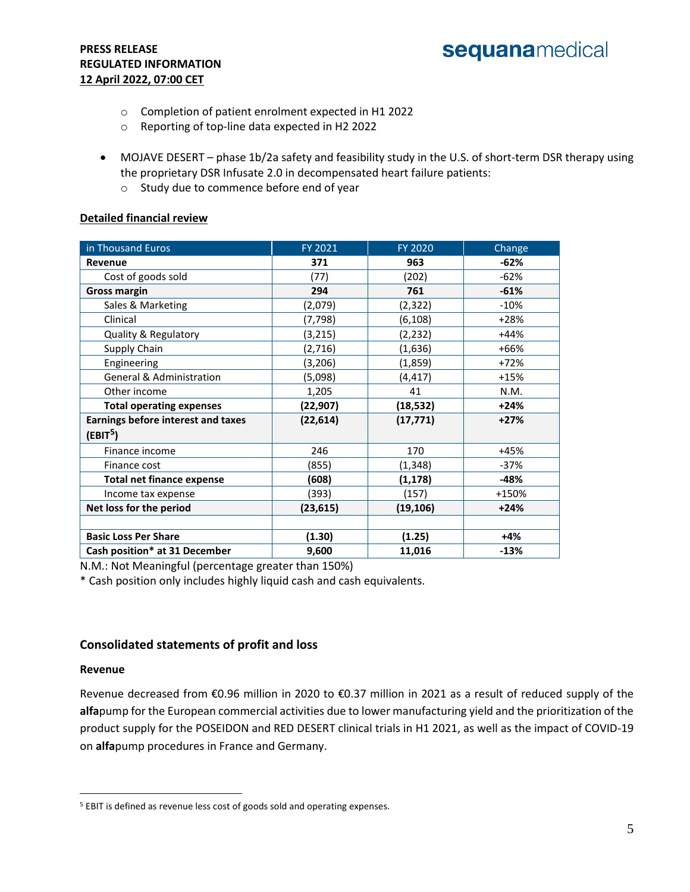- Completion of patient enrolment expected in H1 2022
  - Reporting of top-line data expected in H2 2022

- MOJAVE DESERT – phase 1b/2a safety and feasibility study in the U.S. of short-term DSR therapy using the proprietary DSR Infusate 2.0 in decompensated heart failure patients:
  - Study due to commence before end of year

**Detailed financial review**

| in Thousand Euros | FY 2021 | FY 2020 | Change |
|---|---|---|---|
| **Revenue** | **371** | **963** | **-62%** |
| Cost of goods sold | (77) | (202) | -62% |
| **Gross margin** | **294** | **761** | **-61%** |
| Sales & Marketing | (2,079) | (2,322) | -10% |
| Clinical | (7,798) | (6,108) | +28% |
| Quality & Regulatory | (3,215) | (2,232) | +44% |
| Supply Chain | (2,716) | (1,636) | +66% |
| Engineering | (3,206) | (1,859) | +72% |
| General & Administration | (5,098) | (4,417) | +15% |
| Other income | 1,205 | 41 | N.M. |
| **Total operating expenses** | **(22,907)** | **(18,532)** | **+24%** |
| **Earnings before interest and taxes (EBIT[5])** | **(22,614)** | **(17,771)** | **+27%** |
| Finance income | 246 | 170 | +45% |
| Finance cost | (855) | (1,348) | -37% |
| **Total net finance expense** | **(608)** | **(1,178)** | **-48%** |
| Income tax expense | (393) | (157) | +150% |
| **Net loss for the period** | **(23,615)** | **(19,106)** | **+24%** |
| | | | |
| **Basic Loss Per Share** | **(1.30)** | **(1.25)** | **+4%** |
| **Cash position* at 31 December** | **9,600** | **11,016** | **-13%** |

N.M.: Not Meaningful (percentage greater than 150%)

* Cash position only includes highly liquid cash and cash equivalents.

### Consolidated statements of profit and loss

**Revenue**

Revenue decreased from €0.96 million in 2020 to €0.37 million in 2021 as a result of reduced supply of the **alfa**pump for the European commercial activities due to lower manufacturing yield and the prioritization of the product supply for the POSEIDON and RED DESERT clinical trials in H1 2021, as well as the impact of COVID-19 on **alfa**pump procedures in France and Germany.

[5] EBIT is defined as revenue less cost of goods sold and operating expenses.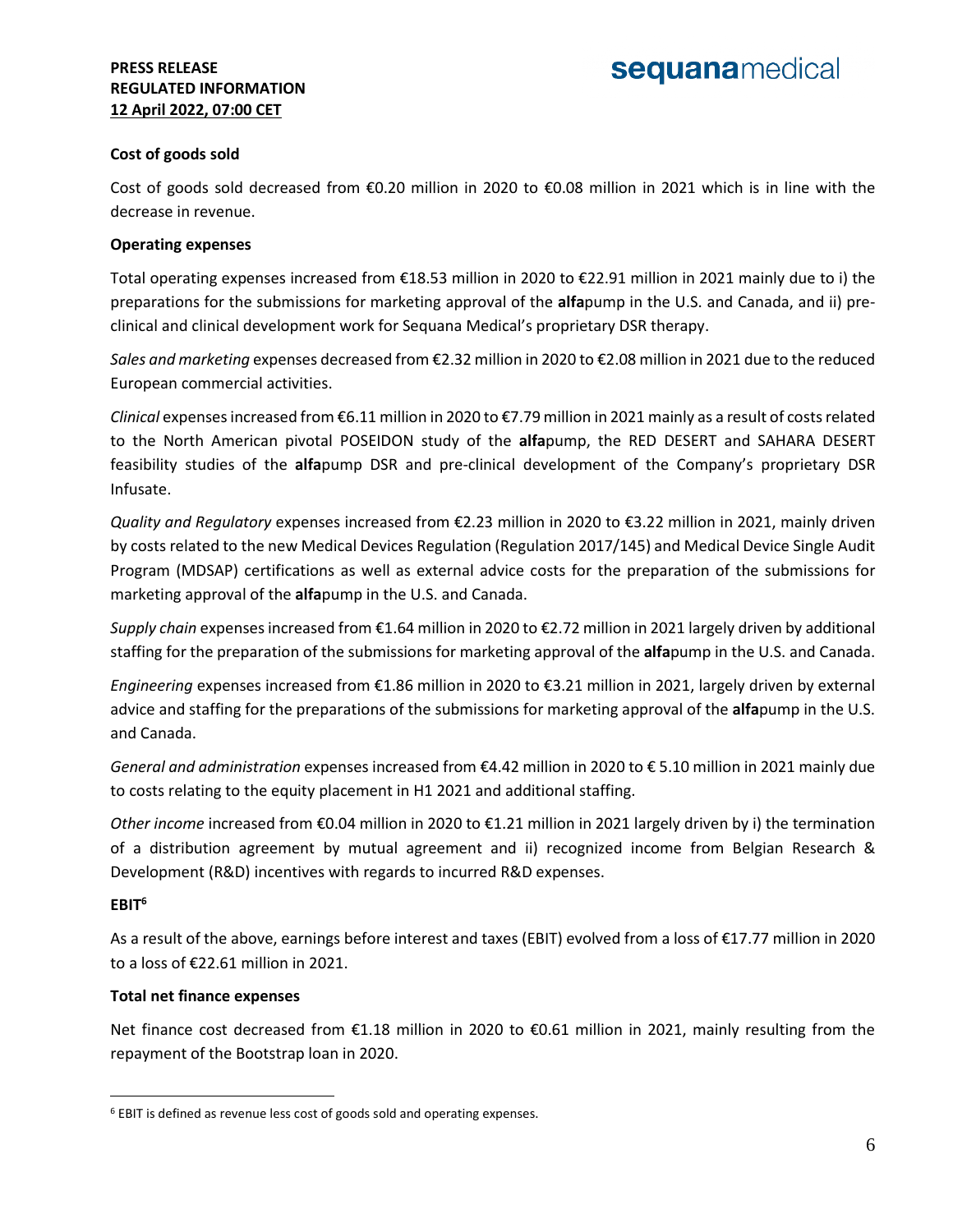**Cost of goods sold**

Cost of goods sold decreased from €0.20 million in 2020 to €0.08 million in 2021 which is in line with the decrease in revenue.

**Operating expenses**

Total operating expenses increased from €18.53 million in 2020 to €22.91 million in 2021 mainly due to i) the preparations for the submissions for marketing approval of the **alfa**pump in the U.S. and Canada, and ii) pre-clinical and clinical development work for Sequana Medical's proprietary DSR therapy.

*Sales and marketing* expenses decreased from €2.32 million in 2020 to €2.08 million in 2021 due to the reduced European commercial activities.

*Clinical* expenses increased from €6.11 million in 2020 to €7.79 million in 2021 mainly as a result of costs related to the North American pivotal POSEIDON study of the **alfa**pump, the RED DESERT and SAHARA DESERT feasibility studies of the **alfa**pump DSR and pre-clinical development of the Company's proprietary DSR Infusate.

*Quality and Regulatory* expenses increased from €2.23 million in 2020 to €3.22 million in 2021, mainly driven by costs related to the new Medical Devices Regulation (Regulation 2017/145) and Medical Device Single Audit Program (MDSAP) certifications as well as external advice costs for the preparation of the submissions for marketing approval of the **alfa**pump in the U.S. and Canada.

*Supply chain* expenses increased from €1.64 million in 2020 to €2.72 million in 2021 largely driven by additional staffing for the preparation of the submissions for marketing approval of the **alfa**pump in the U.S. and Canada.

*Engineering* expenses increased from €1.86 million in 2020 to €3.21 million in 2021, largely driven by external advice and staffing for the preparations of the submissions for marketing approval of the **alfa**pump in the U.S. and Canada.

*General and administration* expenses increased from €4.42 million in 2020 to € 5.10 million in 2021 mainly due to costs relating to the equity placement in H1 2021 and additional staffing.

*Other income* increased from €0.04 million in 2020 to €1.21 million in 2021 largely driven by i) the termination of a distribution agreement by mutual agreement and ii) recognized income from Belgian Research & Development (R&D) incentives with regards to incurred R&D expenses.

**EBIT**[6]

As a result of the above, earnings before interest and taxes (EBIT) evolved from a loss of €17.77 million in 2020 to a loss of €22.61 million in 2021.

**Total net finance expenses**

Net finance cost decreased from €1.18 million in 2020 to €0.61 million in 2021, mainly resulting from the repayment of the Bootstrap loan in 2020.

[6] EBIT is defined as revenue less cost of goods sold and operating expenses.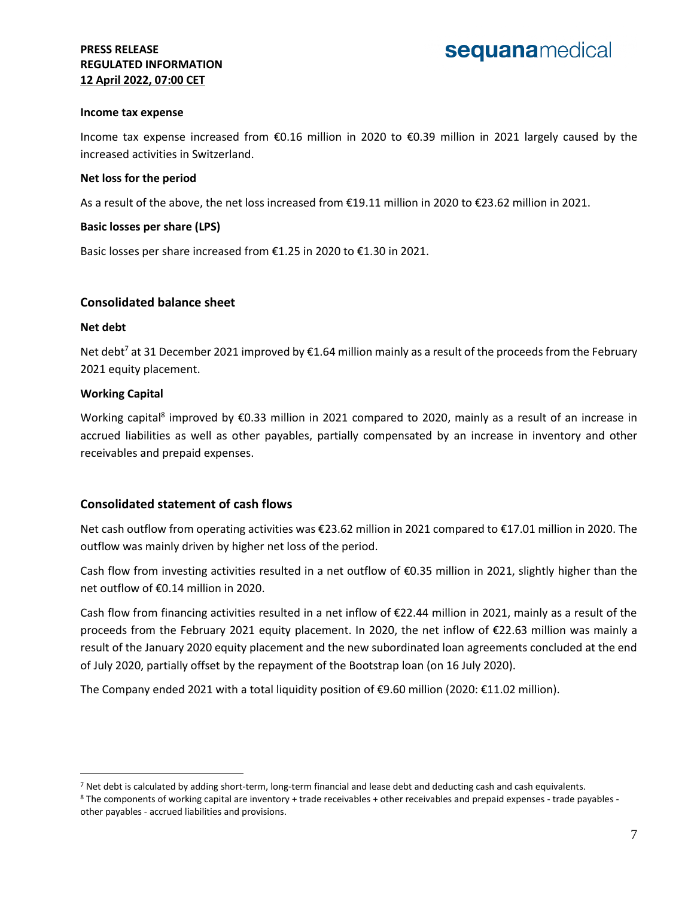**Income tax expense**

Income tax expense increased from €0.16 million in 2020 to €0.39 million in 2021 largely caused by the increased activities in Switzerland.

**Net loss for the period**

As a result of the above, the net loss increased from €19.11 million in 2020 to €23.62 million in 2021.

**Basic losses per share (LPS)**

Basic losses per share increased from €1.25 in 2020 to €1.30 in 2021.

## Consolidated balance sheet

**Net debt**

Net debt[7] at 31 December 2021 improved by €1.64 million mainly as a result of the proceeds from the February 2021 equity placement.

**Working Capital**

Working capital[8] improved by €0.33 million in 2021 compared to 2020, mainly as a result of an increase in accrued liabilities as well as other payables, partially compensated by an increase in inventory and other receivables and prepaid expenses.

## Consolidated statement of cash flows

Net cash outflow from operating activities was €23.62 million in 2021 compared to €17.01 million in 2020. The outflow was mainly driven by higher net loss of the period.

Cash flow from investing activities resulted in a net outflow of €0.35 million in 2021, slightly higher than the net outflow of €0.14 million in 2020.

Cash flow from financing activities resulted in a net inflow of €22.44 million in 2021, mainly as a result of the proceeds from the February 2021 equity placement. In 2020, the net inflow of €22.63 million was mainly a result of the January 2020 equity placement and the new subordinated loan agreements concluded at the end of July 2020, partially offset by the repayment of the Bootstrap loan (on 16 July 2020).

The Company ended 2021 with a total liquidity position of €9.60 million (2020: €11.02 million).

---

[7] Net debt is calculated by adding short-term, long-term financial and lease debt and deducting cash and cash equivalents.

[8] The components of working capital are inventory + trade receivables + other receivables and prepaid expenses - trade payables - other payables - accrued liabilities and provisions.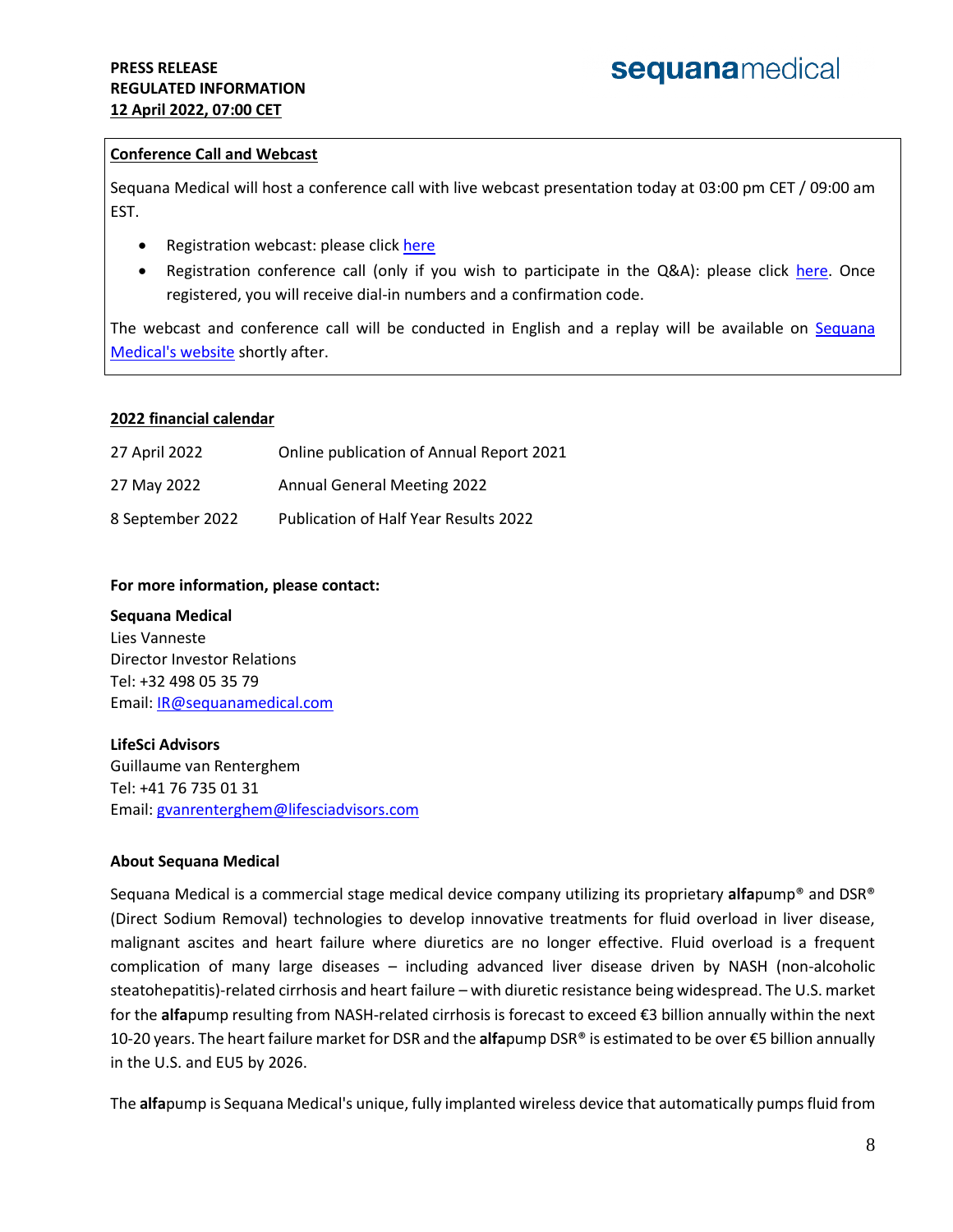**Conference Call and Webcast**

Sequana Medical will host a conference call with live webcast presentation today at 03:00 pm CET / 09:00 am EST.

- Registration webcast: please click here
- Registration conference call (only if you wish to participate in the Q&A): please click here. Once registered, you will receive dial-in numbers and a confirmation code.

The webcast and conference call will be conducted in English and a replay will be available on Sequana Medical's website shortly after.

**2022 financial calendar**

| | |
|---|---|
| 27 April 2022 | Online publication of Annual Report 2021 |
| 27 May 2022 | Annual General Meeting 2022 |
| 8 September 2022 | Publication of Half Year Results 2022 |

**For more information, please contact:**

**Sequana Medical**
Lies Vanneste
Director Investor Relations
Tel: +32 498 05 35 79
Email: IR@sequanamedical.com

**LifeSci Advisors**
Guillaume van Renterghem
Tel: +41 76 735 01 31
Email: gvanrenterghem@lifesciadvisors.com

**About Sequana Medical**

Sequana Medical is a commercial stage medical device company utilizing its proprietary **alfa**pump® and DSR® (Direct Sodium Removal) technologies to develop innovative treatments for fluid overload in liver disease, malignant ascites and heart failure where diuretics are no longer effective. Fluid overload is a frequent complication of many large diseases – including advanced liver disease driven by NASH (non-alcoholic steatohepatitis)-related cirrhosis and heart failure – with diuretic resistance being widespread. The U.S. market for the **alfa**pump resulting from NASH-related cirrhosis is forecast to exceed €3 billion annually within the next 10-20 years. The heart failure market for DSR and the **alfa**pump DSR® is estimated to be over €5 billion annually in the U.S. and EU5 by 2026.

The **alfa**pump is Sequana Medical's unique, fully implanted wireless device that automatically pumps fluid from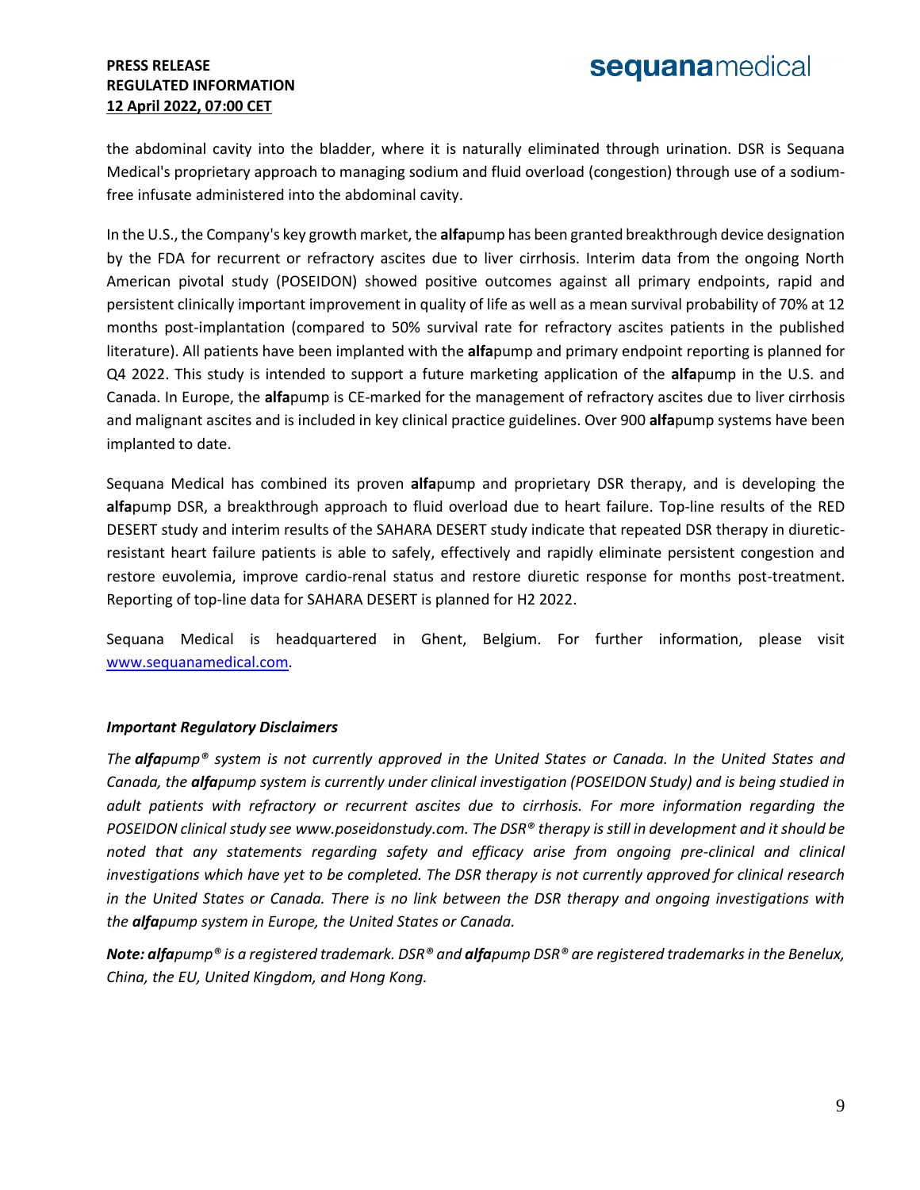the abdominal cavity into the bladder, where it is naturally eliminated through urination. DSR is Sequana Medical's proprietary approach to managing sodium and fluid overload (congestion) through use of a sodium-free infusate administered into the abdominal cavity.

In the U.S., the Company's key growth market, the **alfa**pump has been granted breakthrough device designation by the FDA for recurrent or refractory ascites due to liver cirrhosis. Interim data from the ongoing North American pivotal study (POSEIDON) showed positive outcomes against all primary endpoints, rapid and persistent clinically important improvement in quality of life as well as a mean survival probability of 70% at 12 months post-implantation (compared to 50% survival rate for refractory ascites patients in the published literature). All patients have been implanted with the **alfa**pump and primary endpoint reporting is planned for Q4 2022. This study is intended to support a future marketing application of the **alfa**pump in the U.S. and Canada. In Europe, the **alfa**pump is CE-marked for the management of refractory ascites due to liver cirrhosis and malignant ascites and is included in key clinical practice guidelines. Over 900 **alfa**pump systems have been implanted to date.

Sequana Medical has combined its proven **alfa**pump and proprietary DSR therapy, and is developing the **alfa**pump DSR, a breakthrough approach to fluid overload due to heart failure. Top-line results of the RED DESERT study and interim results of the SAHARA DESERT study indicate that repeated DSR therapy in diuretic-resistant heart failure patients is able to safely, effectively and rapidly eliminate persistent congestion and restore euvolemia, improve cardio-renal status and restore diuretic response for months post-treatment. Reporting of top-line data for SAHARA DESERT is planned for H2 2022.

Sequana Medical is headquartered in Ghent, Belgium. For further information, please visit [www.sequanamedical.com](http://www.sequanamedical.com).

***Important Regulatory Disclaimers***

*The **alfa**pump® system is not currently approved in the United States or Canada. In the United States and Canada, the **alfa**pump system is currently under clinical investigation (POSEIDON Study) and is being studied in adult patients with refractory or recurrent ascites due to cirrhosis. For more information regarding the POSEIDON clinical study see www.poseidonstudy.com. The DSR® therapy is still in development and it should be noted that any statements regarding safety and efficacy arise from ongoing pre-clinical and clinical investigations which have yet to be completed. The DSR therapy is not currently approved for clinical research in the United States or Canada. There is no link between the DSR therapy and ongoing investigations with the **alfa**pump system in Europe, the United States or Canada.*

***Note:** **alfa**pump® is a registered trademark. DSR® and **alfa**pump DSR® are registered trademarks in the Benelux, China, the EU, United Kingdom, and Hong Kong.*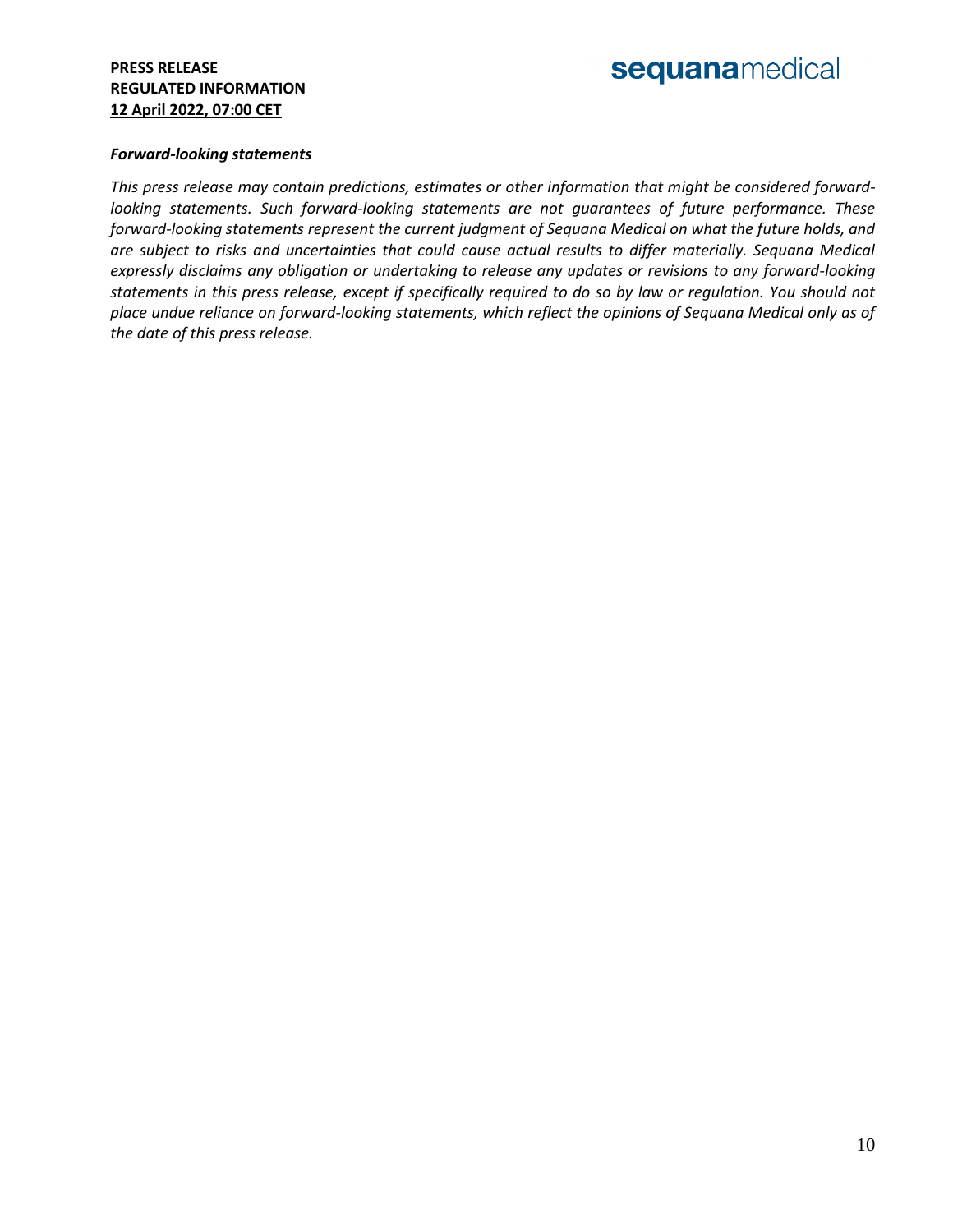***Forward-looking statements***

*This press release may contain predictions, estimates or other information that might be considered forward-looking statements. Such forward-looking statements are not guarantees of future performance. These forward-looking statements represent the current judgment of Sequana Medical on what the future holds, and are subject to risks and uncertainties that could cause actual results to differ materially. Sequana Medical expressly disclaims any obligation or undertaking to release any updates or revisions to any forward-looking statements in this press release, except if specifically required to do so by law or regulation. You should not place undue reliance on forward-looking statements, which reflect the opinions of Sequana Medical only as of the date of this press release.*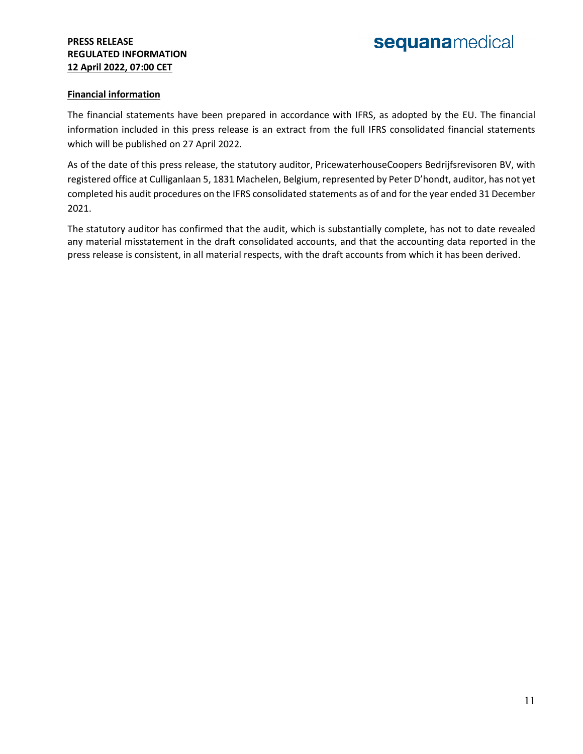**Financial information**

The financial statements have been prepared in accordance with IFRS, as adopted by the EU. The financial information included in this press release is an extract from the full IFRS consolidated financial statements which will be published on 27 April 2022.

As of the date of this press release, the statutory auditor, PricewaterhouseCoopers Bedrijfsrevisoren BV, with registered office at Culliganlaan 5, 1831 Machelen, Belgium, represented by Peter D'hondt, auditor, has not yet completed his audit procedures on the IFRS consolidated statements as of and for the year ended 31 December 2021.

The statutory auditor has confirmed that the audit, which is substantially complete, has not to date revealed any material misstatement in the draft consolidated accounts, and that the accounting data reported in the press release is consistent, in all material respects, with the draft accounts from which it has been derived.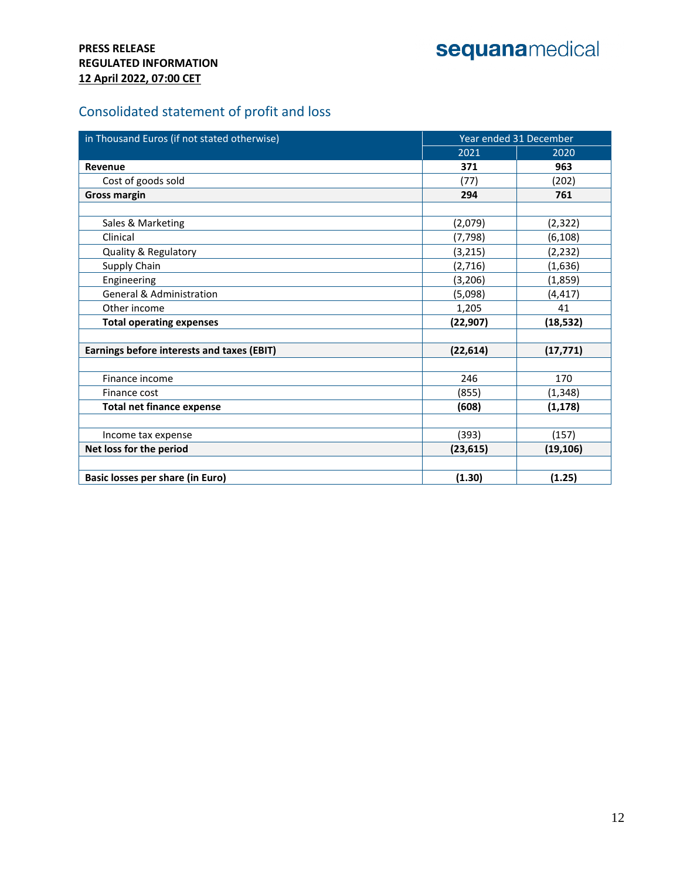## Consolidated statement of profit and loss

| in Thousand Euros (if not stated otherwise) | Year ended 31 December | |
|---|---|---|
| | 2021 | 2020 |
| **Revenue** | **371** | **963** |
| Cost of goods sold | (77) | (202) |
| **Gross margin** | **294** | **761** |
| | | |
| Sales & Marketing | (2,079) | (2,322) |
| Clinical | (7,798) | (6,108) |
| Quality & Regulatory | (3,215) | (2,232) |
| Supply Chain | (2,716) | (1,636) |
| Engineering | (3,206) | (1,859) |
| General & Administration | (5,098) | (4,417) |
| Other income | 1,205 | 41 |
| **Total operating expenses** | **(22,907)** | **(18,532)** |
| | | |
| **Earnings before interests and taxes (EBIT)** | **(22,614)** | **(17,771)** |
| | | |
| Finance income | 246 | 170 |
| Finance cost | (855) | (1,348) |
| **Total net finance expense** | **(608)** | **(1,178)** |
| | | |
| Income tax expense | (393) | (157) |
| **Net loss for the period** | **(23,615)** | **(19,106)** |
| | | |
| **Basic losses per share (in Euro)** | **(1.30)** | **(1.25)** |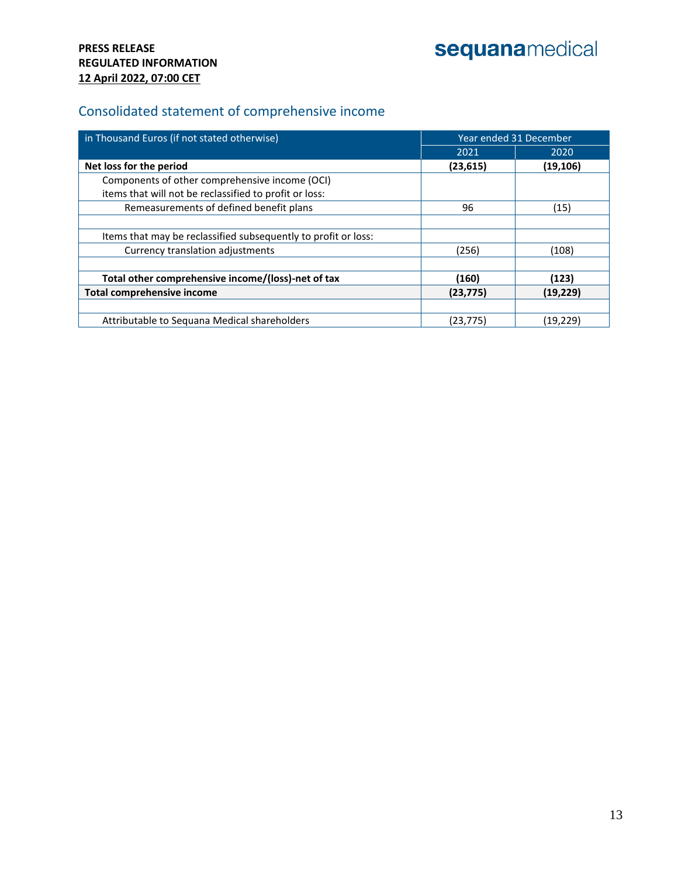## Consolidated statement of comprehensive income

| in Thousand Euros (if not stated otherwise) | Year ended 31 December | |
|---|---|---|
| | 2021 | 2020 |
| **Net loss for the period** | **(23,615)** | **(19,106)** |
| Components of other comprehensive income (OCI) items that will not be reclassified to profit or loss: | | |
| Remeasurements of defined benefit plans | 96 | (15) |
| | | |
| Items that may be reclassified subsequently to profit or loss: | | |
| Currency translation adjustments | (256) | (108) |
| | | |
| **Total other comprehensive income/(loss)-net of tax** | **(160)** | **(123)** |
| **Total comprehensive income** | **(23,775)** | **(19,229)** |
| | | |
| Attributable to Sequana Medical shareholders | (23,775) | (19,229) |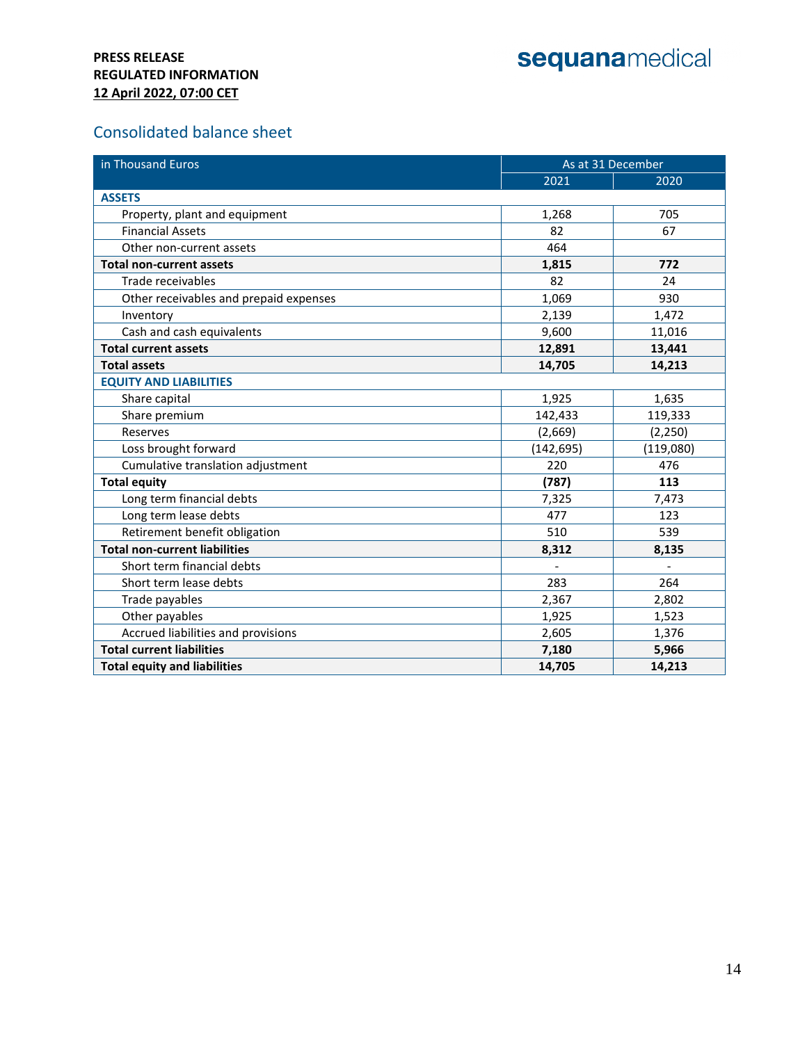**PRESS RELEASE**
**REGULATED INFORMATION**
**12 April 2022, 07:00 CET**

## Consolidated balance sheet

| in Thousand Euros | As at 31 December | |
|---|---|---|
| | 2021 | 2020 |
| **ASSETS** | | |
| Property, plant and equipment | 1,268 | 705 |
| Financial Assets | 82 | 67 |
| Other non-current assets | 464 | |
| **Total non-current assets** | **1,815** | **772** |
| Trade receivables | 82 | 24 |
| Other receivables and prepaid expenses | 1,069 | 930 |
| Inventory | 2,139 | 1,472 |
| Cash and cash equivalents | 9,600 | 11,016 |
| **Total current assets** | **12,891** | **13,441** |
| **Total assets** | **14,705** | **14,213** |
| **EQUITY AND LIABILITIES** | | |
| Share capital | 1,925 | 1,635 |
| Share premium | 142,433 | 119,333 |
| Reserves | (2,669) | (2,250) |
| Loss brought forward | (142,695) | (119,080) |
| Cumulative translation adjustment | 220 | 476 |
| **Total equity** | **(787)** | **113** |
| Long term financial debts | 7,325 | 7,473 |
| Long term lease debts | 477 | 123 |
| Retirement benefit obligation | 510 | 539 |
| **Total non-current liabilities** | **8,312** | **8,135** |
| Short term financial debts | - | - |
| Short term lease debts | 283 | 264 |
| Trade payables | 2,367 | 2,802 |
| Other payables | 1,925 | 1,523 |
| Accrued liabilities and provisions | 2,605 | 1,376 |
| **Total current liabilities** | **7,180** | **5,966** |
| **Total equity and liabilities** | **14,705** | **14,213** |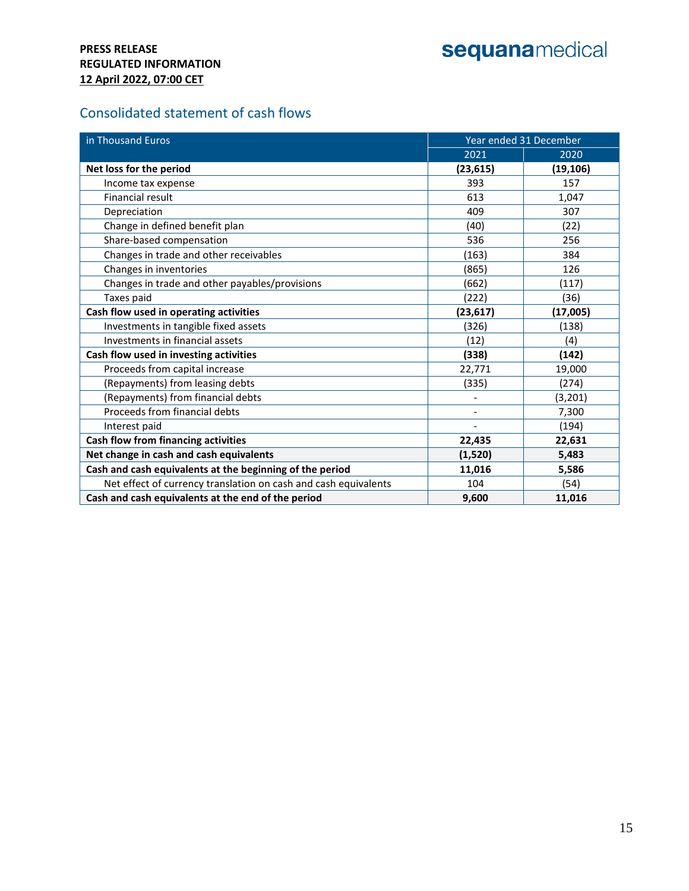**PRESS RELEASE**
**REGULATED INFORMATION**
**12 April 2022, 07:00 CET**

## Consolidated statement of cash flows

| in Thousand Euros | Year ended 31 December | |
|---|---|---|
| | 2021 | 2020 |
| **Net loss for the period** | **(23,615)** | **(19,106)** |
| Income tax expense | 393 | 157 |
| Financial result | 613 | 1,047 |
| Depreciation | 409 | 307 |
| Change in defined benefit plan | (40) | (22) |
| Share-based compensation | 536 | 256 |
| Changes in trade and other receivables | (163) | 384 |
| Changes in inventories | (865) | 126 |
| Changes in trade and other payables/provisions | (662) | (117) |
| Taxes paid | (222) | (36) |
| **Cash flow used in operating activities** | **(23,617)** | **(17,005)** |
| Investments in tangible fixed assets | (326) | (138) |
| Investments in financial assets | (12) | (4) |
| **Cash flow used in investing activities** | **(338)** | **(142)** |
| Proceeds from capital increase | 22,771 | 19,000 |
| (Repayments) from leasing debts | (335) | (274) |
| (Repayments) from financial debts | - | (3,201) |
| Proceeds from financial debts | - | 7,300 |
| Interest paid | - | (194) |
| **Cash flow from financing activities** | **22,435** | **22,631** |
| **Net change in cash and cash equivalents** | **(1,520)** | **5,483** |
| **Cash and cash equivalents at the beginning of the period** | **11,016** | **5,586** |
| Net effect of currency translation on cash and cash equivalents | 104 | (54) |
| **Cash and cash equivalents at the end of the period** | **9,600** | **11,016** |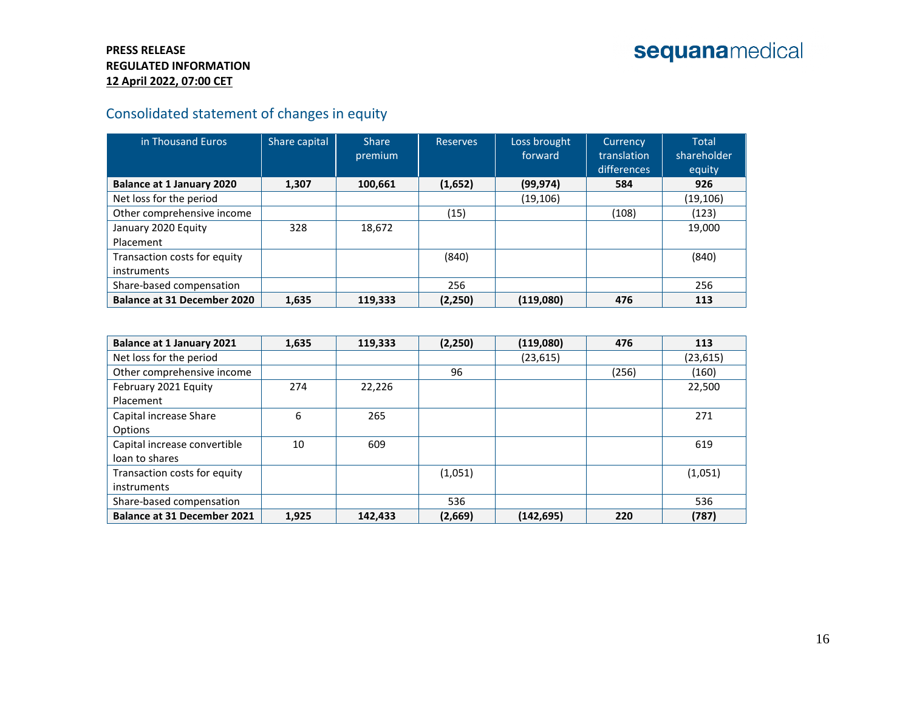## Consolidated statement of changes in equity

| in Thousand Euros | Share capital | Share premium | Reserves | Loss brought forward | Currency translation differences | Total shareholder equity |
|---|---|---|---|---|---|---|
| **Balance at 1 January 2020** | **1,307** | **100,661** | **(1,652)** | **(99,974)** | **584** | **926** |
| Net loss for the period | | | | (19,106) | | (19,106) |
| Other comprehensive income | | | (15) | | (108) | (123) |
| January 2020 Equity Placement | 328 | 18,672 | | | | 19,000 |
| Transaction costs for equity instruments | | | (840) | | | (840) |
| Share-based compensation | | | 256 | | | 256 |
| **Balance at 31 December 2020** | **1,635** | **119,333** | **(2,250)** | **(119,080)** | **476** | **113** |

| in Thousand Euros | Share capital | Share premium | Reserves | Loss brought forward | Currency translation differences | Total shareholder equity |
|---|---|---|---|---|---|---|
| **Balance at 1 January 2021** | **1,635** | **119,333** | **(2,250)** | **(119,080)** | **476** | **113** |
| Net loss for the period | | | | (23,615) | | (23,615) |
| Other comprehensive income | | | 96 | | (256) | (160) |
| February 2021 Equity Placement | 274 | 22,226 | | | | 22,500 |
| Capital increase Share Options | 6 | 265 | | | | 271 |
| Capital increase convertible loan to shares | 10 | 609 | | | | 619 |
| Transaction costs for equity instruments | | | (1,051) | | | (1,051) |
| Share-based compensation | | | 536 | | | 536 |
| **Balance at 31 December 2021** | **1,925** | **142,433** | **(2,669)** | **(142,695)** | **220** | **(787)** |